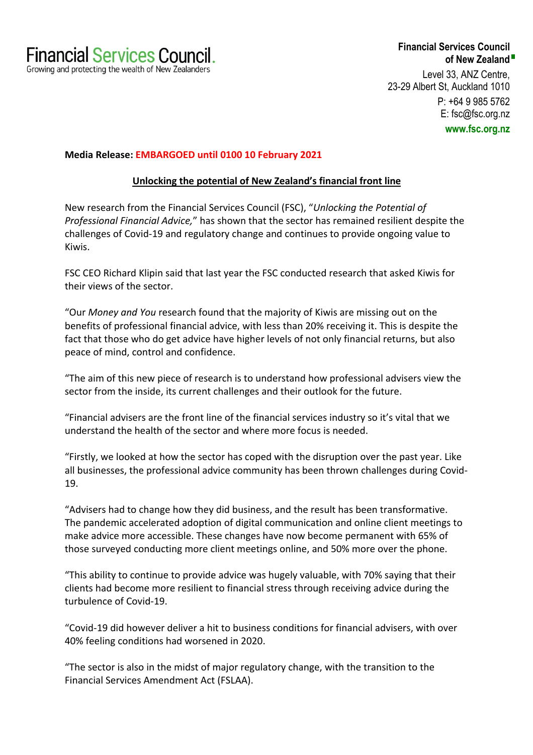Financial Services Council.
Growing and protecting the wealth of New Zealanders

**Financial Services Council of New Zealand**
Level 33, ANZ Centre,
23-29 Albert St, Auckland 1010
P: +64 9 985 5762
E: fsc@fsc.org.nz
**www.fsc.org.nz**

**Media Release: EMBARGOED until 0100 10 February 2021**

**Unlocking the potential of New Zealand's financial front line**

New research from the Financial Services Council (FSC), "*Unlocking the Potential of Professional Financial Advice,*" has shown that the sector has remained resilient despite the challenges of Covid-19 and regulatory change and continues to provide ongoing value to Kiwis.

FSC CEO Richard Klipin said that last year the FSC conducted research that asked Kiwis for their views of the sector.

"Our *Money and You* research found that the majority of Kiwis are missing out on the benefits of professional financial advice, with less than 20% receiving it. This is despite the fact that those who do get advice have higher levels of not only financial returns, but also peace of mind, control and confidence.

"The aim of this new piece of research is to understand how professional advisers view the sector from the inside, its current challenges and their outlook for the future.

"Financial advisers are the front line of the financial services industry so it's vital that we understand the health of the sector and where more focus is needed.

"Firstly, we looked at how the sector has coped with the disruption over the past year. Like all businesses, the professional advice community has been thrown challenges during Covid-19.

"Advisers had to change how they did business, and the result has been transformative. The pandemic accelerated adoption of digital communication and online client meetings to make advice more accessible. These changes have now become permanent with 65% of those surveyed conducting more client meetings online, and 50% more over the phone.

"This ability to continue to provide advice was hugely valuable, with 70% saying that their clients had become more resilient to financial stress through receiving advice during the turbulence of Covid-19.

"Covid-19 did however deliver a hit to business conditions for financial advisers, with over 40% feeling conditions had worsened in 2020.

"The sector is also in the midst of major regulatory change, with the transition to the Financial Services Amendment Act (FSLAA).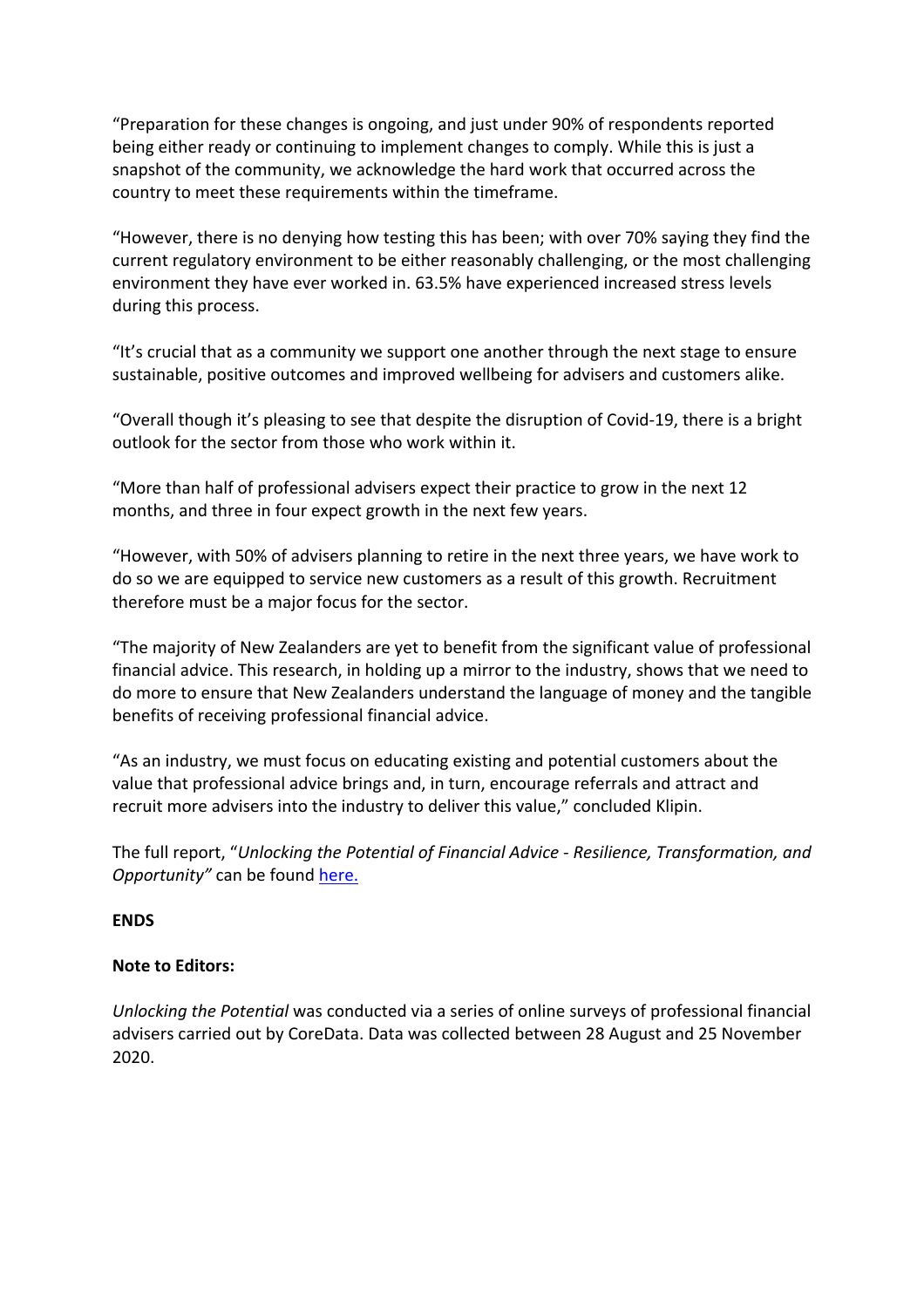"Preparation for these changes is ongoing, and just under 90% of respondents reported being either ready or continuing to implement changes to comply. While this is just a snapshot of the community, we acknowledge the hard work that occurred across the country to meet these requirements within the timeframe.

"However, there is no denying how testing this has been; with over 70% saying they find the current regulatory environment to be either reasonably challenging, or the most challenging environment they have ever worked in. 63.5% have experienced increased stress levels during this process.

"It's crucial that as a community we support one another through the next stage to ensure sustainable, positive outcomes and improved wellbeing for advisers and customers alike.

"Overall though it's pleasing to see that despite the disruption of Covid-19, there is a bright outlook for the sector from those who work within it.

"More than half of professional advisers expect their practice to grow in the next 12 months, and three in four expect growth in the next few years.

"However, with 50% of advisers planning to retire in the next three years, we have work to do so we are equipped to service new customers as a result of this growth. Recruitment therefore must be a major focus for the sector.

"The majority of New Zealanders are yet to benefit from the significant value of professional financial advice. This research, in holding up a mirror to the industry, shows that we need to do more to ensure that New Zealanders understand the language of money and the tangible benefits of receiving professional financial advice.

"As an industry, we must focus on educating existing and potential customers about the value that professional advice brings and, in turn, encourage referrals and attract and recruit more advisers into the industry to deliver this value," concluded Klipin.

The full report, "*Unlocking the Potential of Financial Advice - Resilience, Transformation, and Opportunity"* can be found here.

**ENDS**

**Note to Editors:**

*Unlocking the Potential* was conducted via a series of online surveys of professional financial advisers carried out by CoreData. Data was collected between 28 August and 25 November 2020.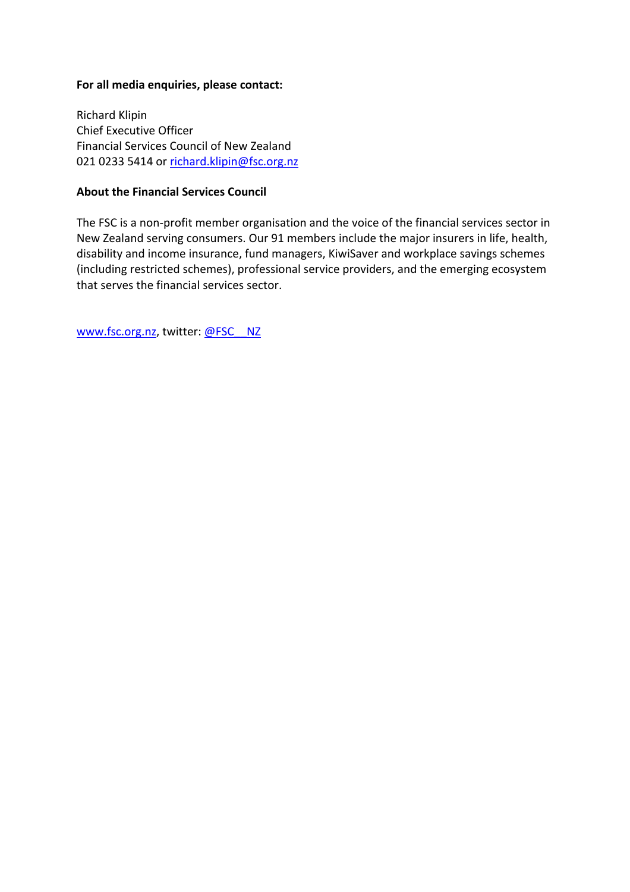**For all media enquiries, please contact:**

Richard Klipin
Chief Executive Officer
Financial Services Council of New Zealand
021 0233 5414 or richard.klipin@fsc.org.nz

**About the Financial Services Council**

The FSC is a non-profit member organisation and the voice of the financial services sector in New Zealand serving consumers. Our 91 members include the major insurers in life, health, disability and income insurance, fund managers, KiwiSaver and workplace savings schemes (including restricted schemes), professional service providers, and the emerging ecosystem that serves the financial services sector.

www.fsc.org.nz, twitter: @FSC__NZ